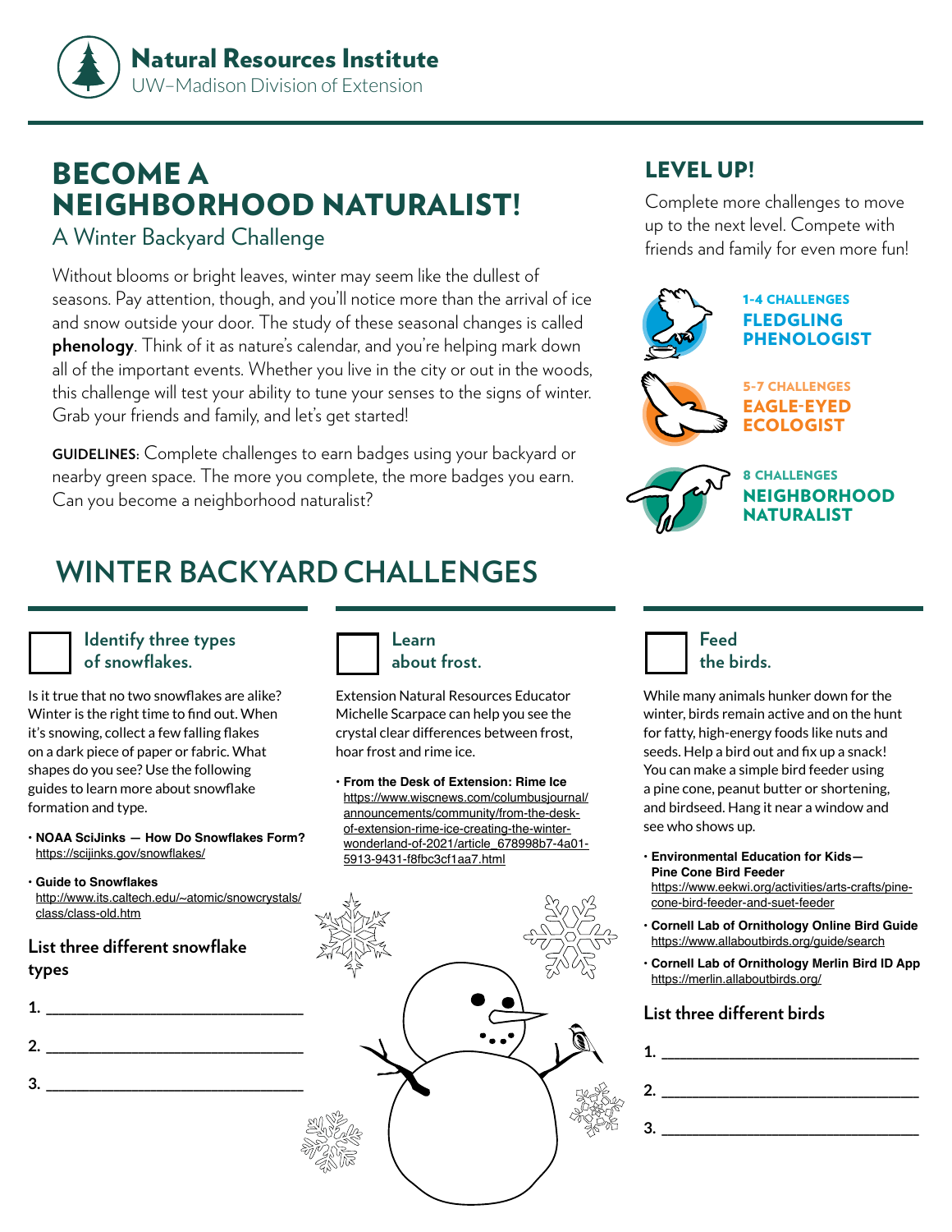**Natural Resources Institute**
UW–Madison Division of Extension

# BECOME A NEIGHBORHOOD NATURALIST!

## A Winter Backyard Challenge

Without blooms or bright leaves, winter may seem like the dullest of seasons. Pay attention, though, and you'll notice more than the arrival of ice and snow outside your door. The study of these seasonal changes is called **phenology**. Think of it as nature's calendar, and you're helping mark down all of the important events. Whether you live in the city or out in the woods, this challenge will test your ability to tune your senses to the signs of winter. Grab your friends and family, and let's get started!

**GUIDELINES:** Complete challenges to earn badges using your backyard or nearby green space. The more you complete, the more badges you earn. Can you become a neighborhood naturalist?

## LEVEL UP!

Complete more challenges to move up to the next level. Compete with friends and family for even more fun!

**1-4 CHALLENGES**
**FLEDGLING PHENOLOGIST**

**5-7 CHALLENGES**
**EAGLE-EYED ECOLOGIST**

**8 CHALLENGES**
**NEIGHBORHOOD NATURALIST**

## WINTER BACKYARD CHALLENGES

### ☐ Identify three types of snowflakes.

Is it true that no two snowflakes are alike? Winter is the right time to find out. When it's snowing, collect a few falling flakes on a dark piece of paper or fabric. What shapes do you see? Use the following guides to learn more about snowflake formation and type.

- **NOAA SciJinks — How Do Snowflakes Form?**
  https://scijinks.gov/snowflakes/
- **Guide to Snowflakes**
  http://www.its.caltech.edu/~atomic/snowcrystals/class/class-old.htm

**List three different snowflake types**

1. ______________________________
2. ______________________________
3. ______________________________

### ☐ Learn about frost.

Extension Natural Resources Educator Michelle Scarpace can help you see the crystal clear differences between frost, hoar frost and rime ice.

- **From the Desk of Extension: Rime Ice**
  https://www.wiscnews.com/columbusjournal/announcements/community/from-the-desk-of-extension-rime-ice-creating-the-winter-wonderland-of-2021/article_678998b7-4a01-5913-9431-f8fbc3cf1aa7.html

### ☐ Feed the birds.

While many animals hunker down for the winter, birds remain active and on the hunt for fatty, high-energy foods like nuts and seeds. Help a bird out and fix up a snack! You can make a simple bird feeder using a pine cone, peanut butter or shortening, and birdseed. Hang it near a window and see who shows up.

- **Environmental Education for Kids— Pine Cone Bird Feeder**
  https://www.eekwi.org/activities/arts-crafts/pine-cone-bird-feeder-and-suet-feeder
- **Cornell Lab of Ornithology Online Bird Guide**
  https://www.allaboutbirds.org/guide/search
- **Cornell Lab of Ornithology Merlin Bird ID App**
  https://merlin.allaboutbirds.org/

**List three different birds**

1. ______________________________
2. ______________________________
3. ______________________________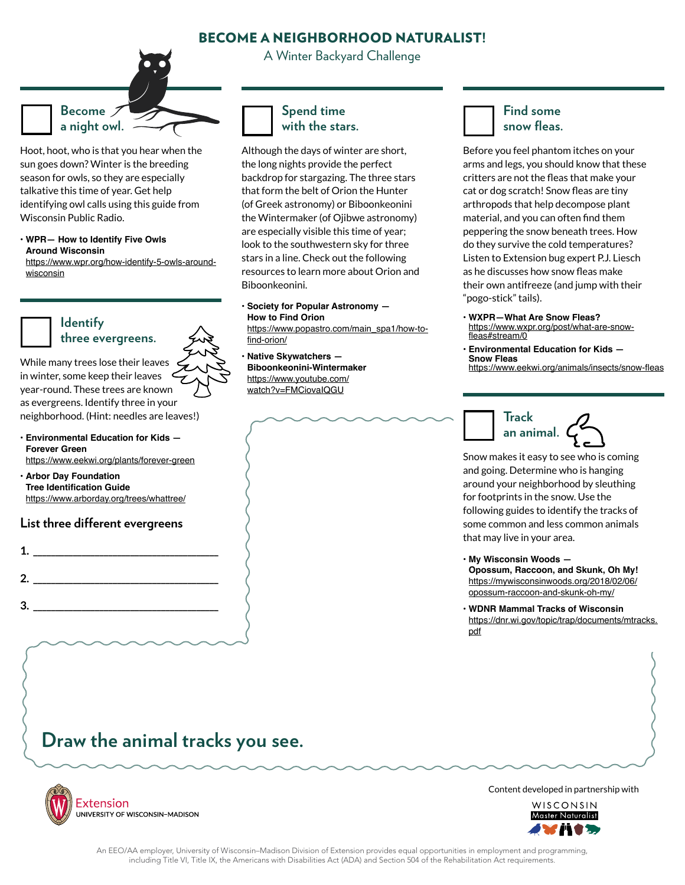# BECOME A NEIGHBORHOOD NATURALIST!

A Winter Backyard Challenge

## Become a night owl.

Hoot, hoot, who is that you hear when the sun goes down? Winter is the breeding season for owls, so they are especially talkative this time of year. Get help identifying owl calls using this guide from Wisconsin Public Radio.

- **WPR— How to Identify Five Owls Around Wisconsin**
  https://www.wpr.org/how-identify-5-owls-around-wisconsin

## Identify three evergreens.

While many trees lose their leaves in winter, some keep their leaves year-round. These trees are known as evergreens. Identify three in your neighborhood. (Hint: needles are leaves!)

- **Environmental Education for Kids — Forever Green**
  https://www.eekwi.org/plants/forever-green
- **Arbor Day Foundation Tree Identification Guide**
  https://www.arborday.org/trees/whattree/

### List three different evergreens

1. ______________________________

2. ______________________________

3. ______________________________

## Spend time with the stars.

Although the days of winter are short, the long nights provide the perfect backdrop for stargazing. The three stars that form the belt of Orion the Hunter (of Greek astronomy) or Biboonkeonini the Wintermaker (of Ojibwe astronomy) are especially visible this time of year; look to the southwestern sky for three stars in a line. Check out the following resources to learn more about Orion and Biboonkeonini.

- **Society for Popular Astronomy — How to Find Orion**
  https://www.popastro.com/main_spa1/how-to-find-orion/
- **Native Skywatchers — Biboonkeonini-Wintermaker**
  https://www.youtube.com/watch?v=FMCiovalQGU

## Find some snow fleas.

Before you feel phantom itches on your arms and legs, you should know that these critters are not the fleas that make your cat or dog scratch! Snow fleas are tiny arthropods that help decompose plant material, and you can often find them peppering the snow beneath trees. How do they survive the cold temperatures? Listen to Extension bug expert P.J. Liesch as he discusses how snow fleas make their own antifreeze (and jump with their “pogo-stick” tails).

- **WXPR—What Are Snow Fleas?**
  https://www.wxpr.org/post/what-are-snow-fleas#stream/0
- **Environmental Education for Kids — Snow Fleas**
  https://www.eekwi.org/animals/insects/snow-fleas

## Track an animal.

Snow makes it easy to see who is coming and going. Determine who is hanging around your neighborhood by sleuthing for footprints in the snow. Use the following guides to identify the tracks of some common and less common animals that may live in your area.

- **My Wisconsin Woods — Opossum, Raccoon, and Skunk, Oh My!**
  https://mywisconsinwoods.org/2018/02/06/opossum-raccoon-and-skunk-oh-my/
- **WDNR Mammal Tracks of Wisconsin**
  https://dnr.wi.gov/topic/trap/documents/mtracks.pdf

## Draw the animal tracks you see.

Extension
UNIVERSITY OF WISCONSIN–MADISON

Content developed in partnership with
WISCONSIN Master Naturalist

An EEO/AA employer, University of Wisconsin–Madison Division of Extension provides equal opportunities in employment and programming, including Title VI, Title IX, the Americans with Disabilities Act (ADA) and Section 504 of the Rehabilitation Act requirements.